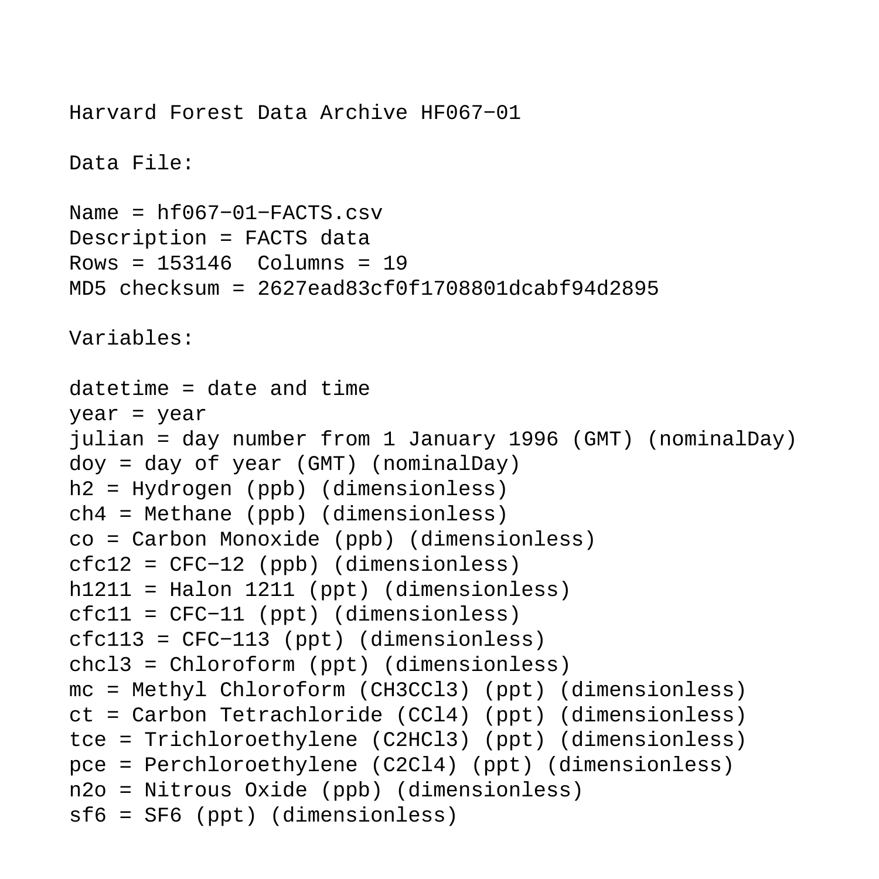Harvard Forest Data Archive HF067−01

Data File:

Name = hf067−01−FACTS.csv
Description = FACTS data
Rows = 153146 Columns = 19
MD5 checksum = 2627ead83cf0f1708801dcabf94d2895

Variables:

datetime = date and time
year = year
julian = day number from 1 January 1996 (GMT) (nominalDay)
doy = day of year (GMT) (nominalDay)
h2 = Hydrogen (ppb) (dimensionless)
ch4 = Methane (ppb) (dimensionless)
co = Carbon Monoxide (ppb) (dimensionless)
cfc12 = CFC−12 (ppb) (dimensionless)
h1211 = Halon 1211 (ppt) (dimensionless)
cfc11 = CFC−11 (ppt) (dimensionless)
cfc113 = CFC−113 (ppt) (dimensionless)
chcl3 = Chloroform (ppt) (dimensionless)
mc = Methyl Chloroform (CH3CCl3) (ppt) (dimensionless)
ct = Carbon Tetrachloride (CCl4) (ppt) (dimensionless)
tce = Trichloroethylene (C2HCl3) (ppt) (dimensionless)
pce = Perchloroethylene (C2Cl4) (ppt) (dimensionless)
n2o = Nitrous Oxide (ppb) (dimensionless)
sf6 = SF6 (ppt) (dimensionless)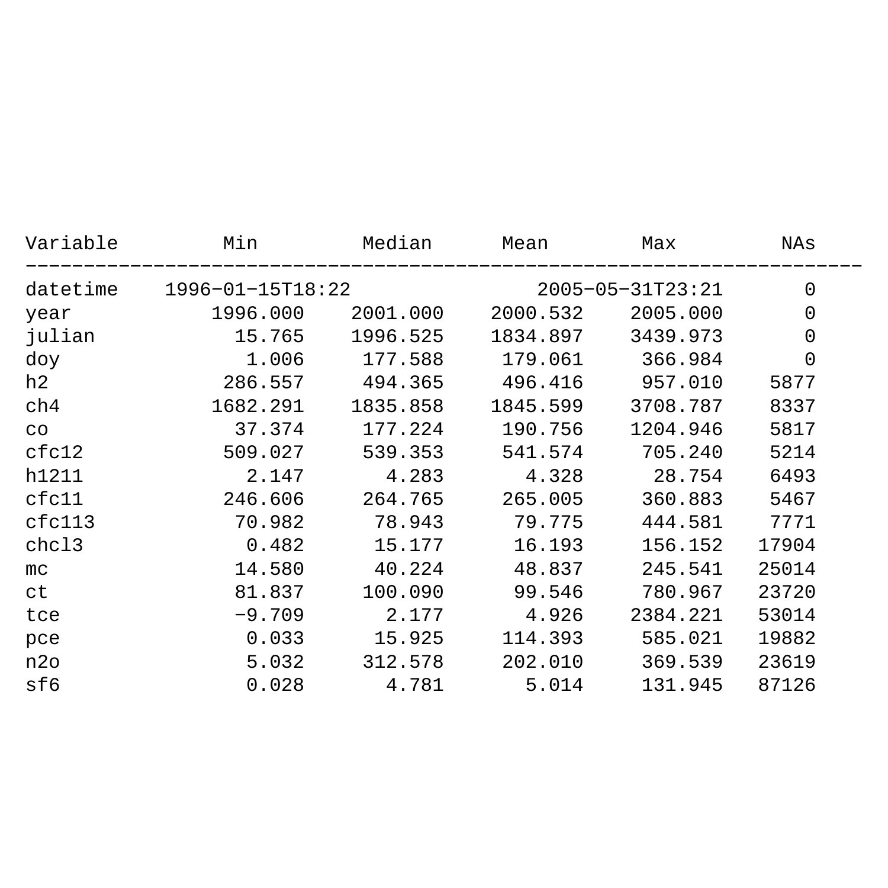| Variable | Min | Median | Mean | Max | NAs |
|---|---|---|---|---|---|
| datetime | 1996-01-15T18:22 | | | 2005-05-31T23:21 | 0 |
| year | 1996.000 | 2001.000 | 2000.532 | 2005.000 | 0 |
| julian | 15.765 | 1996.525 | 1834.897 | 3439.973 | 0 |
| doy | 1.006 | 177.588 | 179.061 | 366.984 | 0 |
| h2 | 286.557 | 494.365 | 496.416 | 957.010 | 5877 |
| ch4 | 1682.291 | 1835.858 | 1845.599 | 3708.787 | 8337 |
| co | 37.374 | 177.224 | 190.756 | 1204.946 | 5817 |
| cfc12 | 509.027 | 539.353 | 541.574 | 705.240 | 5214 |
| h1211 | 2.147 | 4.283 | 4.328 | 28.754 | 6493 |
| cfc11 | 246.606 | 264.765 | 265.005 | 360.883 | 5467 |
| cfc113 | 70.982 | 78.943 | 79.775 | 444.581 | 7771 |
| chcl3 | 0.482 | 15.177 | 16.193 | 156.152 | 17904 |
| mc | 14.580 | 40.224 | 48.837 | 245.541 | 25014 |
| ct | 81.837 | 100.090 | 99.546 | 780.967 | 23720 |
| tce | -9.709 | 2.177 | 4.926 | 2384.221 | 53014 |
| pce | 0.033 | 15.925 | 114.393 | 585.021 | 19882 |
| n2o | 5.032 | 312.578 | 202.010 | 369.539 | 23619 |
| sf6 | 0.028 | 4.781 | 5.014 | 131.945 | 87126 |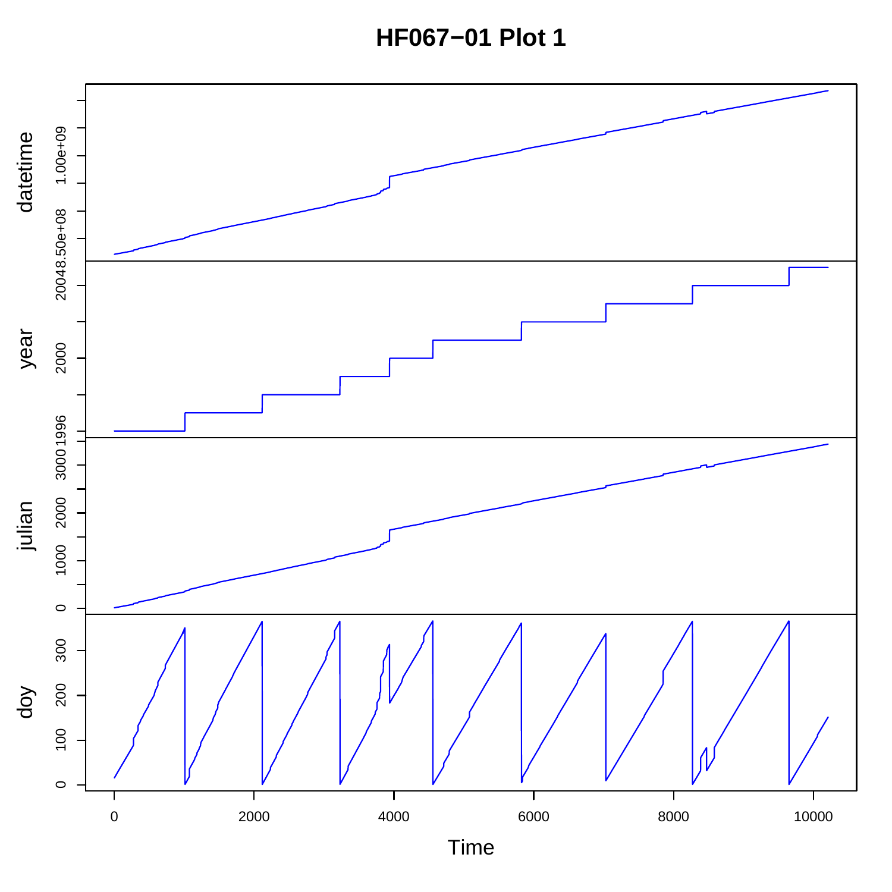# HF067−01 Plot 1

datetime

year

julian

doy

Time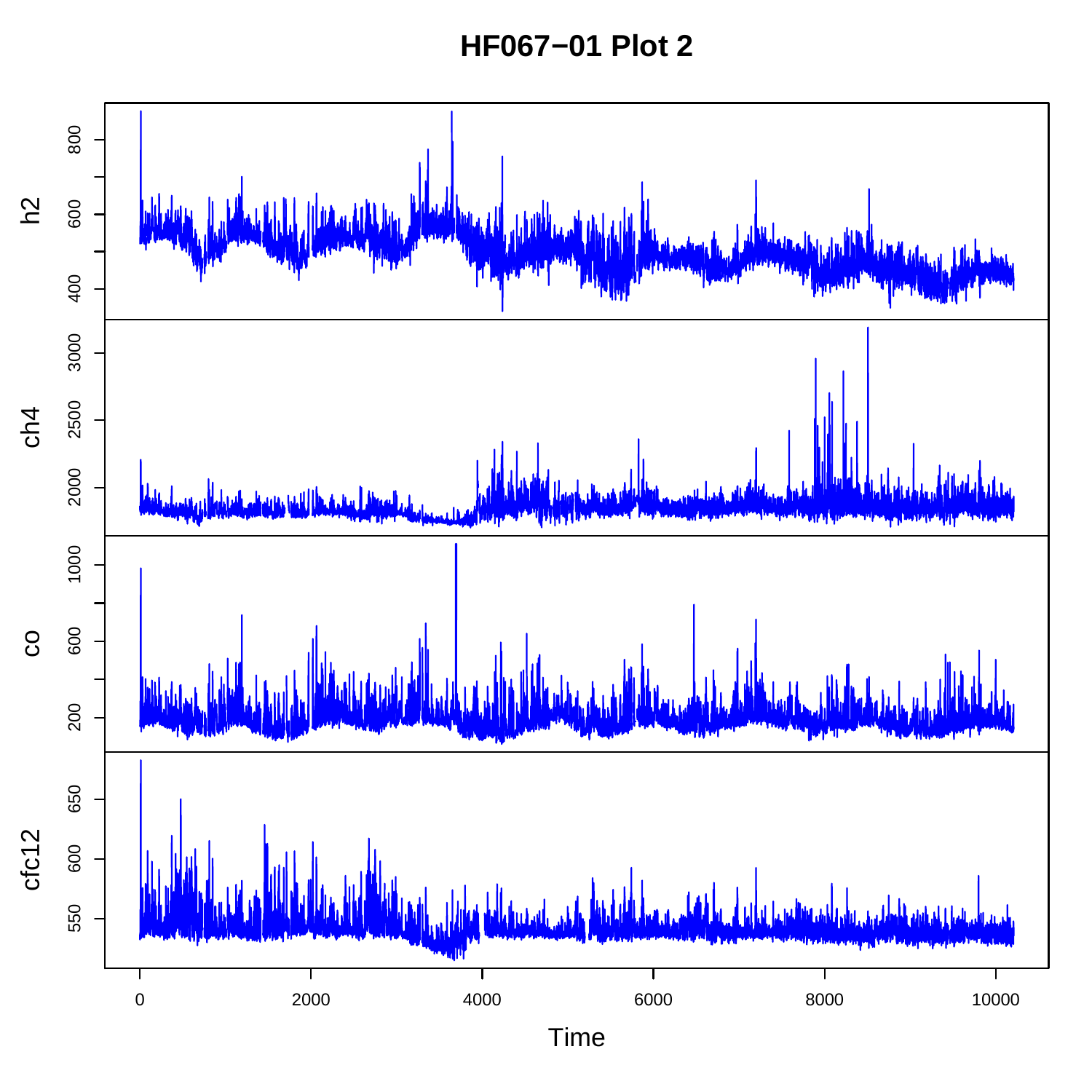# HF067−01 Plot 2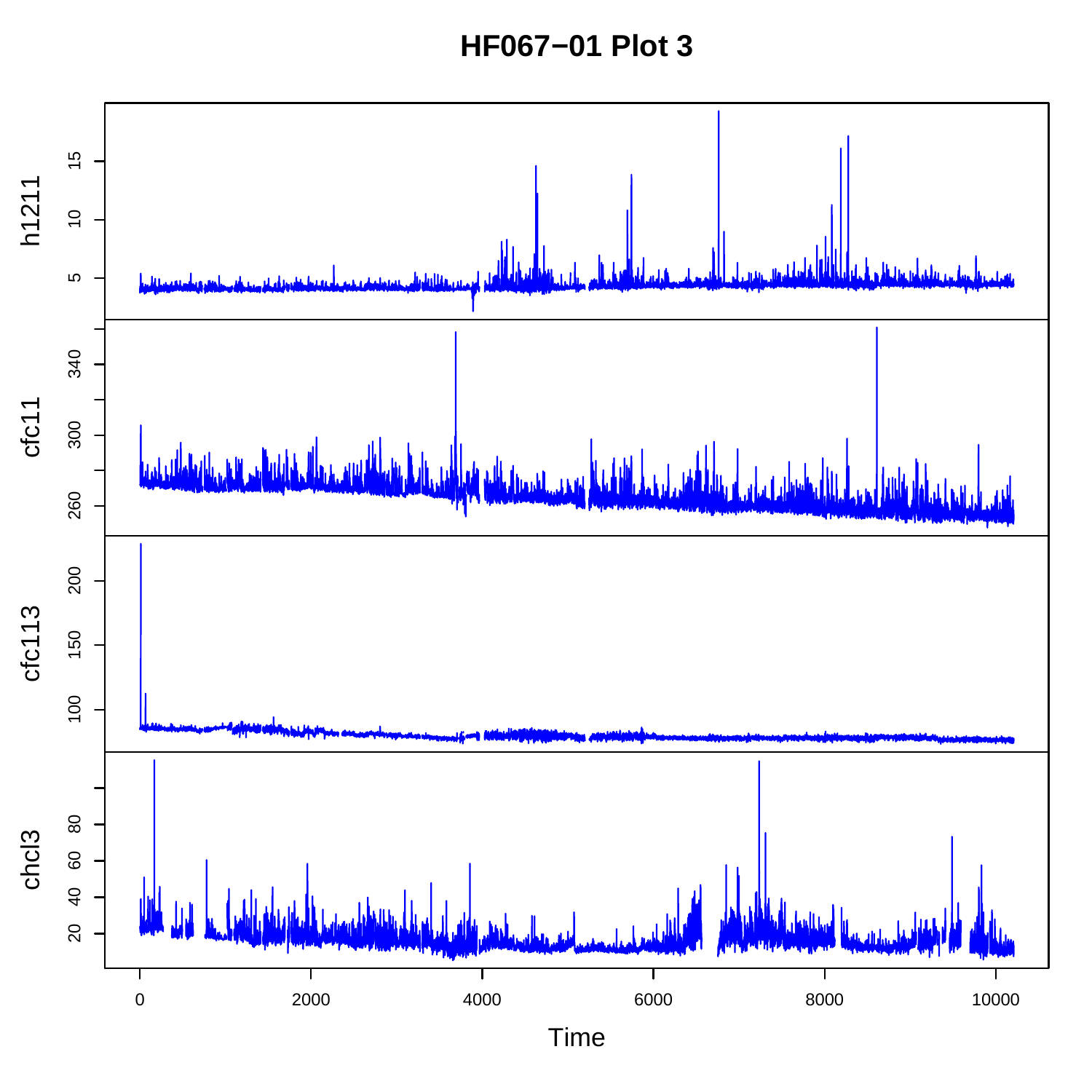# HF067−01 Plot 3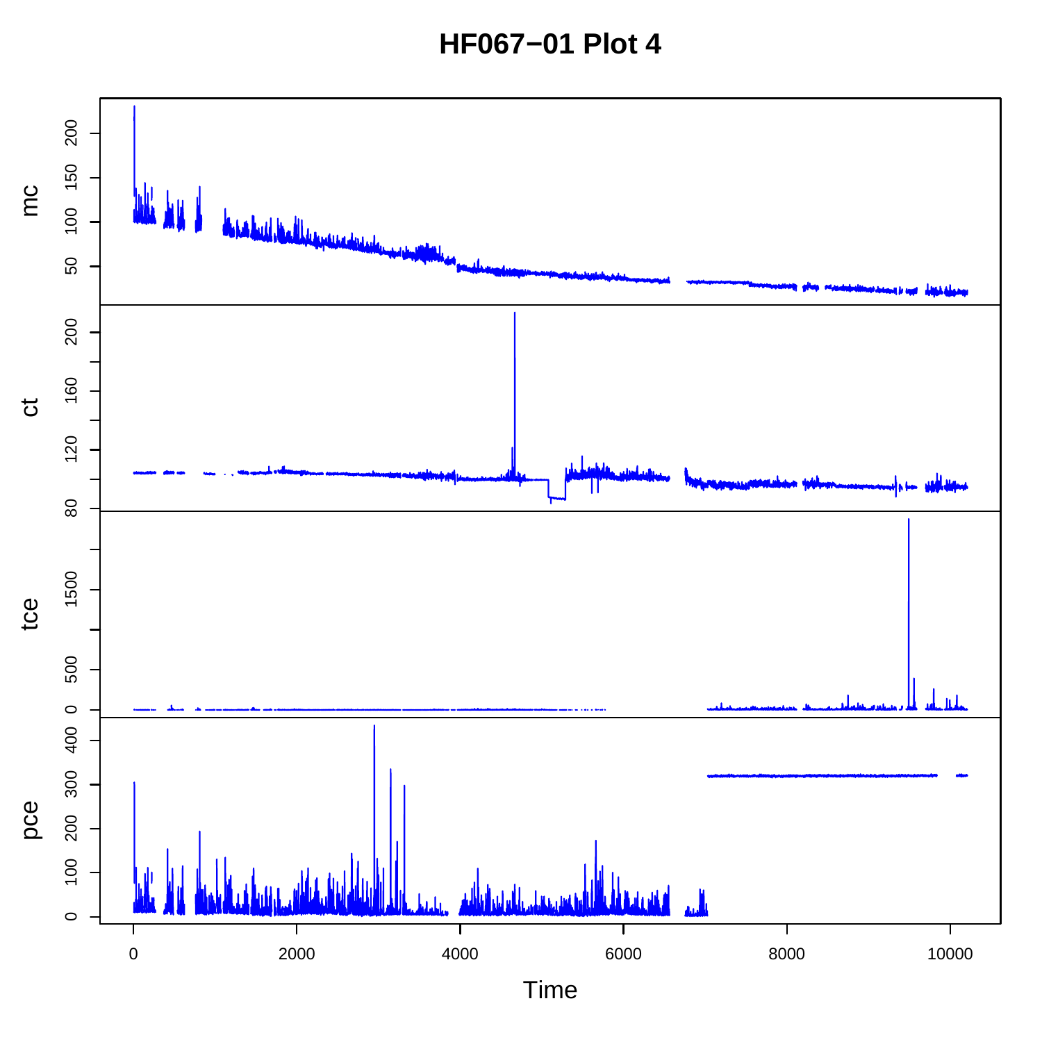# HF067−01 Plot 4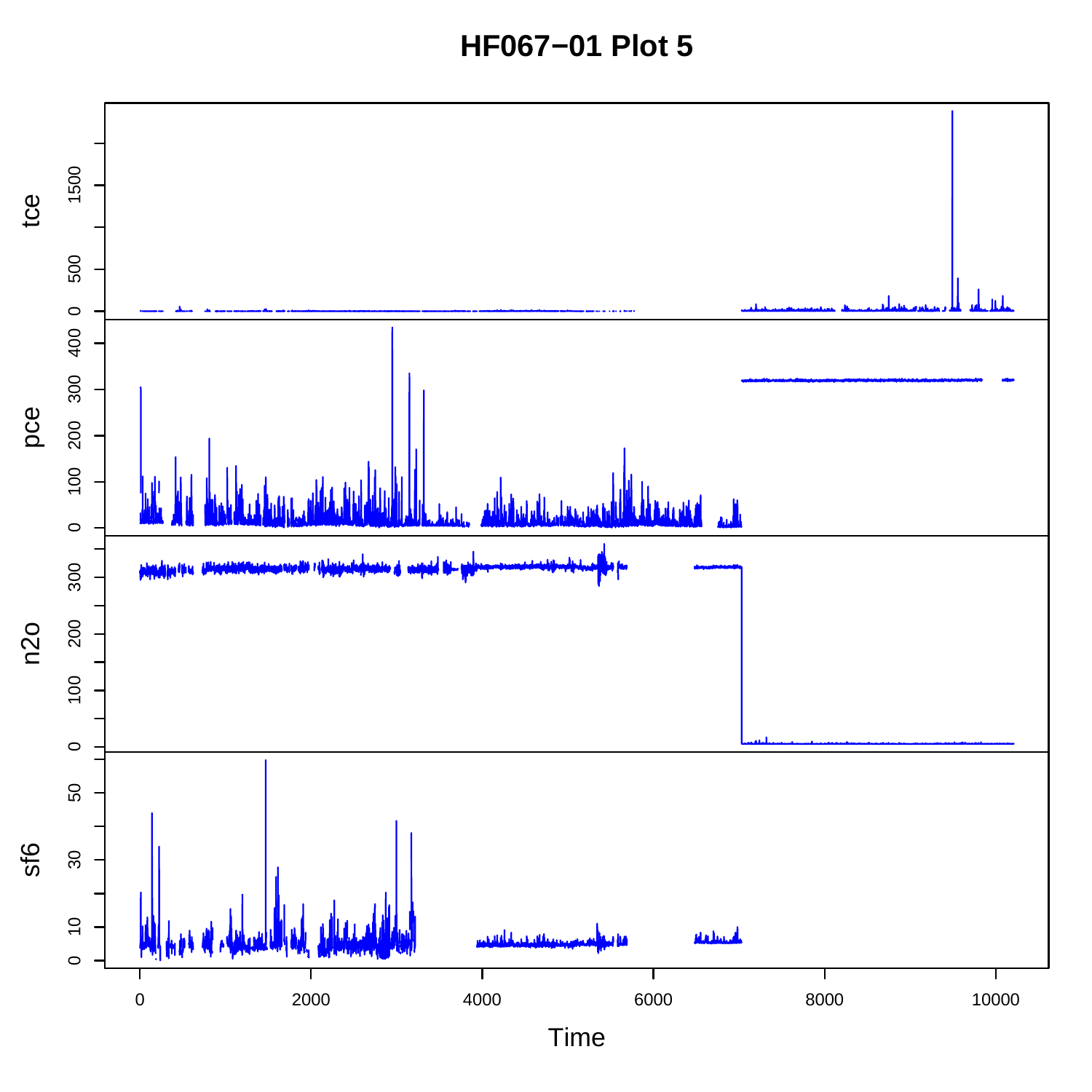# HF067−01 Plot 5

tce

0
500
1500

pce

0
100
200
300
400

n2o

0
100
200
300

sf6

0
10
30
50

0
2000
4000
6000
8000
10000

Time